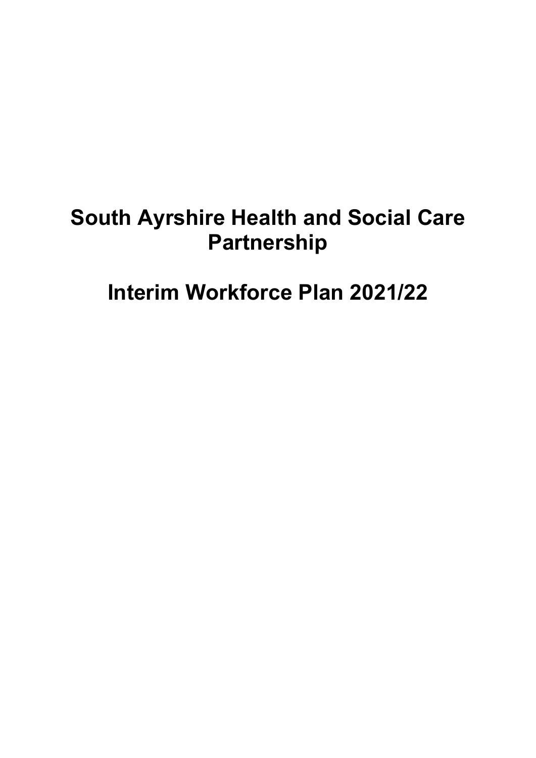# South Ayrshire Health and Social Care Partnership

# Interim Workforce Plan 2021/22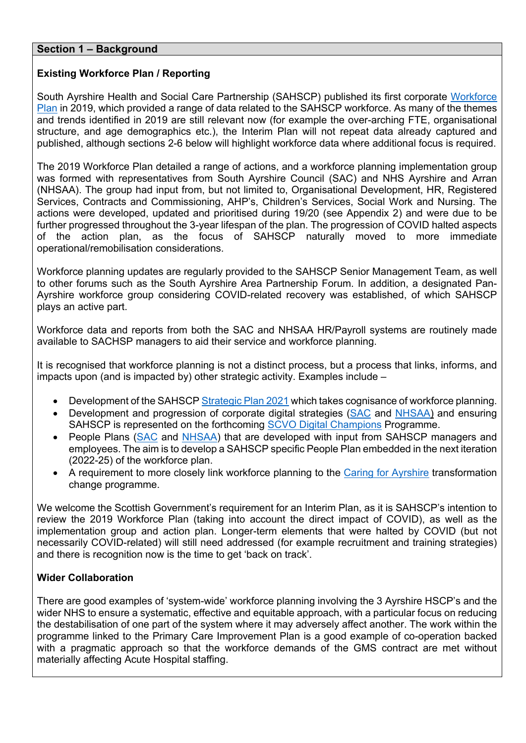## Section 1 – Background

### Existing Workforce Plan / Reporting

South Ayrshire Health and Social Care Partnership (SAHSCP) published its first corporate Workforce Plan in 2019, which provided a range of data related to the SAHSCP workforce. As many of the themes and trends identified in 2019 are still relevant now (for example the over-arching FTE, organisational structure, and age demographics etc.), the Interim Plan will not repeat data already captured and published, although sections 2-6 below will highlight workforce data where additional focus is required.

The 2019 Workforce Plan detailed a range of actions, and a workforce planning implementation group was formed with representatives from South Ayrshire Council (SAC) and NHS Ayrshire and Arran (NHSAA). The group had input from, but not limited to, Organisational Development, HR, Registered Services, Contracts and Commissioning, AHP's, Children's Services, Social Work and Nursing. The actions were developed, updated and prioritised during 19/20 (see Appendix 2) and were due to be further progressed throughout the 3-year lifespan of the plan. The progression of COVID halted aspects of the action plan, as the focus of SAHSCP naturally moved to more immediate operational/remobilisation considerations.

Workforce planning updates are regularly provided to the SAHSCP Senior Management Team, as well to other forums such as the South Ayrshire Area Partnership Forum. In addition, a designated Pan-Ayrshire workforce group considering COVID-related recovery was established, of which SAHSCP plays an active part.

Workforce data and reports from both the SAC and NHSAA HR/Payroll systems are routinely made available to SACHSP managers to aid their service and workforce planning.

It is recognised that workforce planning is not a distinct process, but a process that links, informs, and impacts upon (and is impacted by) other strategic activity. Examples include –

- Development of the SAHSCP Strategic Plan 2021 which takes cognisance of workforce planning.
- Development and progression of corporate digital strategies (SAC and NHSAA) and ensuring SAHSCP is represented on the forthcoming SCVO Digital Champions Programme.
- People Plans (SAC and NHSAA) that are developed with input from SAHSCP managers and employees. The aim is to develop a SAHSCP specific People Plan embedded in the next iteration (2022-25) of the workforce plan.
- A requirement to more closely link workforce planning to the Caring for Ayrshire transformation change programme.

We welcome the Scottish Government's requirement for an Interim Plan, as it is SAHSCP's intention to review the 2019 Workforce Plan (taking into account the direct impact of COVID), as well as the implementation group and action plan. Longer-term elements that were halted by COVID (but not necessarily COVID-related) will still need addressed (for example recruitment and training strategies) and there is recognition now is the time to get 'back on track'.

### Wider Collaboration

There are good examples of 'system-wide' workforce planning involving the 3 Ayrshire HSCP's and the wider NHS to ensure a systematic, effective and equitable approach, with a particular focus on reducing the destabilisation of one part of the system where it may adversely affect another. The work within the programme linked to the Primary Care Improvement Plan is a good example of co-operation backed with a pragmatic approach so that the workforce demands of the GMS contract are met without materially affecting Acute Hospital staffing.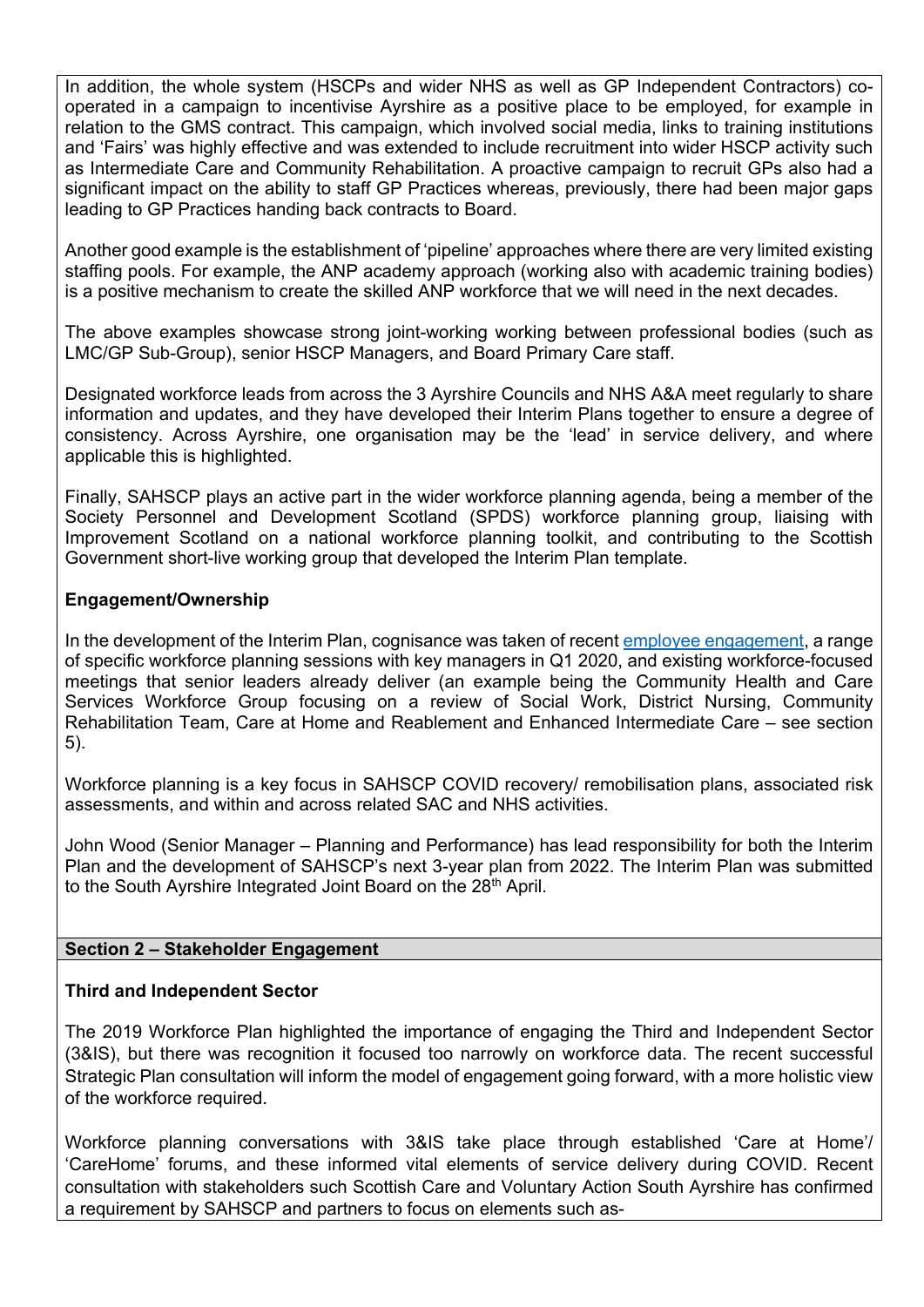In addition, the whole system (HSCPs and wider NHS as well as GP Independent Contractors) co-operated in a campaign to incentivise Ayrshire as a positive place to be employed, for example in relation to the GMS contract. This campaign, which involved social media, links to training institutions and 'Fairs' was highly effective and was extended to include recruitment into wider HSCP activity such as Intermediate Care and Community Rehabilitation. A proactive campaign to recruit GPs also had a significant impact on the ability to staff GP Practices whereas, previously, there had been major gaps leading to GP Practices handing back contracts to Board.

Another good example is the establishment of 'pipeline' approaches where there are very limited existing staffing pools. For example, the ANP academy approach (working also with academic training bodies) is a positive mechanism to create the skilled ANP workforce that we will need in the next decades.

The above examples showcase strong joint-working working between professional bodies (such as LMC/GP Sub-Group), senior HSCP Managers, and Board Primary Care staff.

Designated workforce leads from across the 3 Ayrshire Councils and NHS A&A meet regularly to share information and updates, and they have developed their Interim Plans together to ensure a degree of consistency. Across Ayrshire, one organisation may be the 'lead' in service delivery, and where applicable this is highlighted.

Finally, SAHSCP plays an active part in the wider workforce planning agenda, being a member of the Society Personnel and Development Scotland (SPDS) workforce planning group, liaising with Improvement Scotland on a national workforce planning toolkit, and contributing to the Scottish Government short-live working group that developed the Interim Plan template.

**Engagement/Ownership**

In the development of the Interim Plan, cognisance was taken of recent employee engagement, a range of specific workforce planning sessions with key managers in Q1 2020, and existing workforce-focused meetings that senior leaders already deliver (an example being the Community Health and Care Services Workforce Group focusing on a review of Social Work, District Nursing, Community Rehabilitation Team, Care at Home and Reablement and Enhanced Intermediate Care – see section 5).

Workforce planning is a key focus in SAHSCP COVID recovery/ remobilisation plans, associated risk assessments, and within and across related SAC and NHS activities.

John Wood (Senior Manager – Planning and Performance) has lead responsibility for both the Interim Plan and the development of SAHSCP's next 3-year plan from 2022. The Interim Plan was submitted to the South Ayrshire Integrated Joint Board on the 28th April.

## Section 2 – Stakeholder Engagement

**Third and Independent Sector**

The 2019 Workforce Plan highlighted the importance of engaging the Third and Independent Sector (3&IS), but there was recognition it focused too narrowly on workforce data. The recent successful Strategic Plan consultation will inform the model of engagement going forward, with a more holistic view of the workforce required.

Workforce planning conversations with 3&IS take place through established 'Care at Home'/ 'CareHome' forums, and these informed vital elements of service delivery during COVID. Recent consultation with stakeholders such Scottish Care and Voluntary Action South Ayrshire has confirmed a requirement by SAHSCP and partners to focus on elements such as-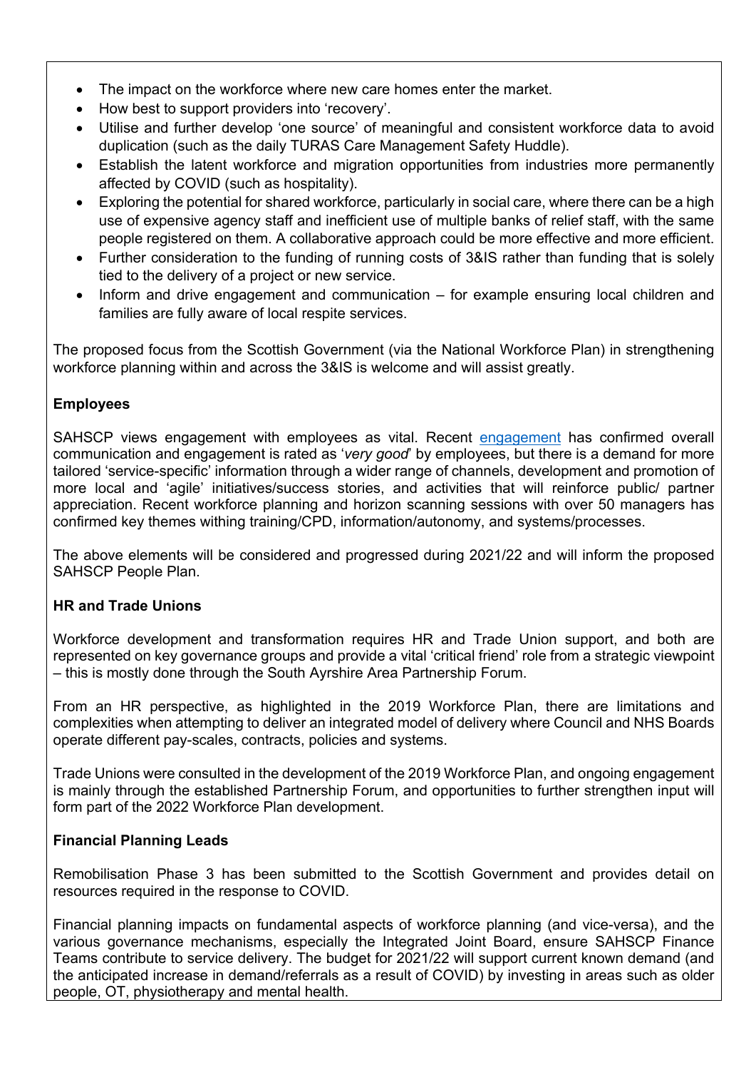- The impact on the workforce where new care homes enter the market.
- How best to support providers into 'recovery'.
- Utilise and further develop 'one source' of meaningful and consistent workforce data to avoid duplication (such as the daily TURAS Care Management Safety Huddle).
- Establish the latent workforce and migration opportunities from industries more permanently affected by COVID (such as hospitality).
- Exploring the potential for shared workforce, particularly in social care, where there can be a high use of expensive agency staff and inefficient use of multiple banks of relief staff, with the same people registered on them. A collaborative approach could be more effective and more efficient.
- Further consideration to the funding of running costs of 3&IS rather than funding that is solely tied to the delivery of a project or new service.
- Inform and drive engagement and communication – for example ensuring local children and families are fully aware of local respite services.

The proposed focus from the Scottish Government (via the National Workforce Plan) in strengthening workforce planning within and across the 3&IS is welcome and will assist greatly.

**Employees**

SAHSCP views engagement with employees as vital. Recent engagement has confirmed overall communication and engagement is rated as '*very good*' by employees, but there is a demand for more tailored 'service-specific' information through a wider range of channels, development and promotion of more local and 'agile' initiatives/success stories, and activities that will reinforce public/ partner appreciation. Recent workforce planning and horizon scanning sessions with over 50 managers has confirmed key themes withing training/CPD, information/autonomy, and systems/processes.

The above elements will be considered and progressed during 2021/22 and will inform the proposed SAHSCP People Plan.

**HR and Trade Unions**

Workforce development and transformation requires HR and Trade Union support, and both are represented on key governance groups and provide a vital 'critical friend' role from a strategic viewpoint – this is mostly done through the South Ayrshire Area Partnership Forum.

From an HR perspective, as highlighted in the 2019 Workforce Plan, there are limitations and complexities when attempting to deliver an integrated model of delivery where Council and NHS Boards operate different pay-scales, contracts, policies and systems.

Trade Unions were consulted in the development of the 2019 Workforce Plan, and ongoing engagement is mainly through the established Partnership Forum, and opportunities to further strengthen input will form part of the 2022 Workforce Plan development.

**Financial Planning Leads**

Remobilisation Phase 3 has been submitted to the Scottish Government and provides detail on resources required in the response to COVID.

Financial planning impacts on fundamental aspects of workforce planning (and vice-versa), and the various governance mechanisms, especially the Integrated Joint Board, ensure SAHSCP Finance Teams contribute to service delivery. The budget for 2021/22 will support current known demand (and the anticipated increase in demand/referrals as a result of COVID) by investing in areas such as older people, OT, physiotherapy and mental health.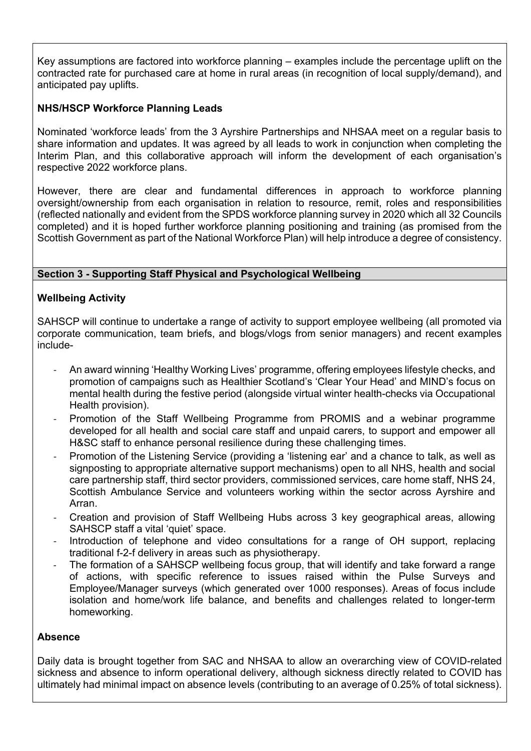Key assumptions are factored into workforce planning – examples include the percentage uplift on the contracted rate for purchased care at home in rural areas (in recognition of local supply/demand), and anticipated pay uplifts.

**NHS/HSCP Workforce Planning Leads**

Nominated 'workforce leads' from the 3 Ayrshire Partnerships and NHSAA meet on a regular basis to share information and updates. It was agreed by all leads to work in conjunction when completing the Interim Plan, and this collaborative approach will inform the development of each organisation's respective 2022 workforce plans.

However, there are clear and fundamental differences in approach to workforce planning oversight/ownership from each organisation in relation to resource, remit, roles and responsibilities (reflected nationally and evident from the SPDS workforce planning survey in 2020 which all 32 Councils completed) and it is hoped further workforce planning positioning and training (as promised from the Scottish Government as part of the National Workforce Plan) will help introduce a degree of consistency.

## Section 3 - Supporting Staff Physical and Psychological Wellbeing

**Wellbeing Activity**

SAHSCP will continue to undertake a range of activity to support employee wellbeing (all promoted via corporate communication, team briefs, and blogs/vlogs from senior managers) and recent examples include-

- An award winning 'Healthy Working Lives' programme, offering employees lifestyle checks, and promotion of campaigns such as Healthier Scotland's 'Clear Your Head' and MIND's focus on mental health during the festive period (alongside virtual winter health-checks via Occupational Health provision).
- Promotion of the Staff Wellbeing Programme from PROMIS and a webinar programme developed for all health and social care staff and unpaid carers, to support and empower all H&SC staff to enhance personal resilience during these challenging times.
- Promotion of the Listening Service (providing a 'listening ear' and a chance to talk, as well as signposting to appropriate alternative support mechanisms) open to all NHS, health and social care partnership staff, third sector providers, commissioned services, care home staff, NHS 24, Scottish Ambulance Service and volunteers working within the sector across Ayrshire and Arran.
- Creation and provision of Staff Wellbeing Hubs across 3 key geographical areas, allowing SAHSCP staff a vital 'quiet' space.
- Introduction of telephone and video consultations for a range of OH support, replacing traditional f-2-f delivery in areas such as physiotherapy.
- The formation of a SAHSCP wellbeing focus group, that will identify and take forward a range of actions, with specific reference to issues raised within the Pulse Surveys and Employee/Manager surveys (which generated over 1000 responses). Areas of focus include isolation and home/work life balance, and benefits and challenges related to longer-term homeworking.

**Absence**

Daily data is brought together from SAC and NHSAA to allow an overarching view of COVID-related sickness and absence to inform operational delivery, although sickness directly related to COVID has ultimately had minimal impact on absence levels (contributing to an average of 0.25% of total sickness).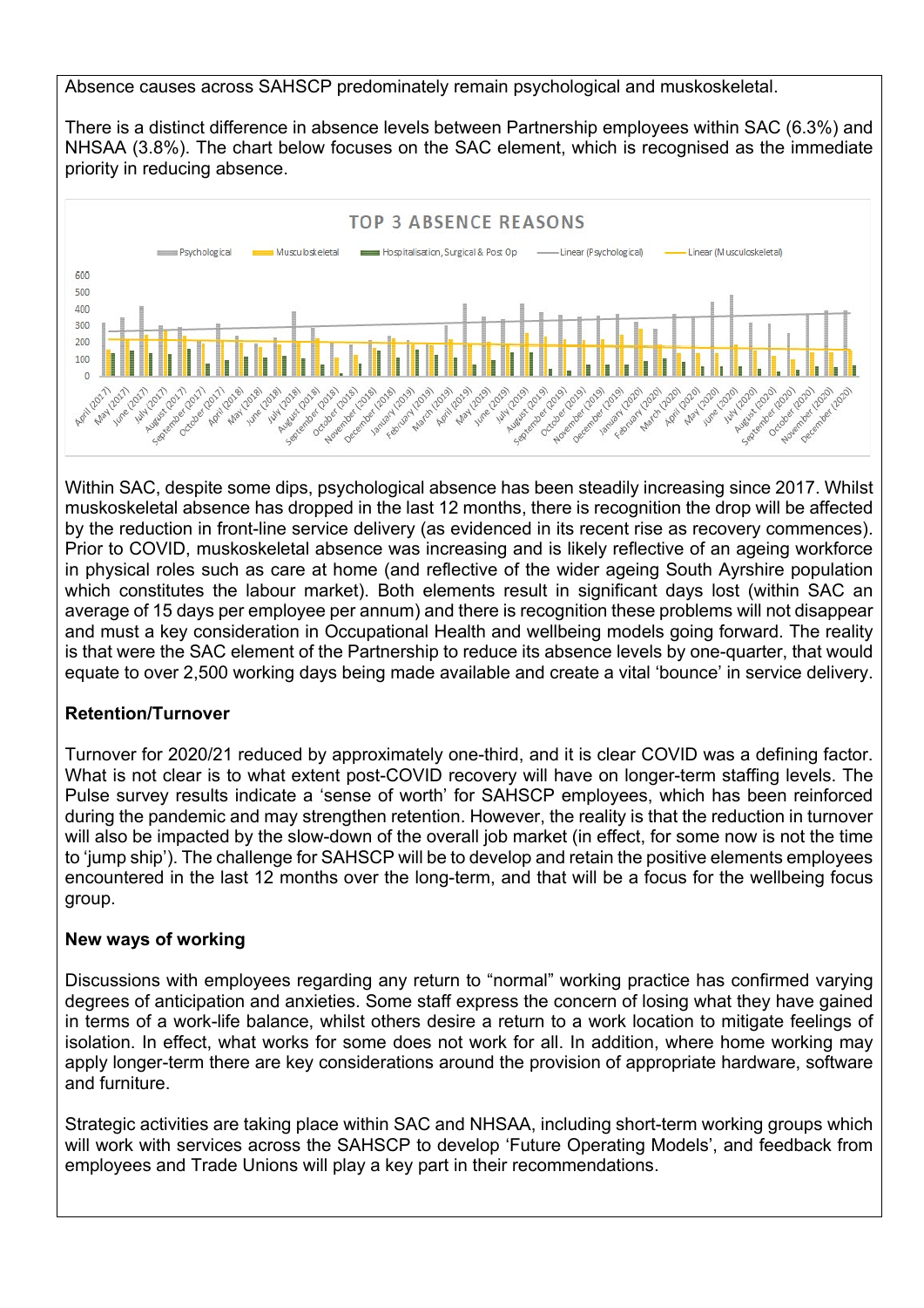Absence causes across SAHSCP predominately remain psychological and muskoskeletal.

There is a distinct difference in absence levels between Partnership employees within SAC (6.3%) and NHSAA (3.8%). The chart below focuses on the SAC element, which is recognised as the immediate priority in reducing absence.

Within SAC, despite some dips, psychological absence has been steadily increasing since 2017. Whilst muskoskeletal absence has dropped in the last 12 months, there is recognition the drop will be affected by the reduction in front-line service delivery (as evidenced in its recent rise as recovery commences). Prior to COVID, muskoskeletal absence was increasing and is likely reflective of an ageing workforce in physical roles such as care at home (and reflective of the wider ageing South Ayrshire population which constitutes the labour market). Both elements result in significant days lost (within SAC an average of 15 days per employee per annum) and there is recognition these problems will not disappear and must a key consideration in Occupational Health and wellbeing models going forward. The reality is that were the SAC element of the Partnership to reduce its absence levels by one-quarter, that would equate to over 2,500 working days being made available and create a vital 'bounce' in service delivery.

**Retention/Turnover**

Turnover for 2020/21 reduced by approximately one-third, and it is clear COVID was a defining factor. What is not clear is to what extent post-COVID recovery will have on longer-term staffing levels. The Pulse survey results indicate a 'sense of worth' for SAHSCP employees, which has been reinforced during the pandemic and may strengthen retention. However, the reality is that the reduction in turnover will also be impacted by the slow-down of the overall job market (in effect, for some now is not the time to 'jump ship'). The challenge for SAHSCP will be to develop and retain the positive elements employees encountered in the last 12 months over the long-term, and that will be a focus for the wellbeing focus group.

**New ways of working**

Discussions with employees regarding any return to "normal" working practice has confirmed varying degrees of anticipation and anxieties. Some staff express the concern of losing what they have gained in terms of a work-life balance, whilst others desire a return to a work location to mitigate feelings of isolation. In effect, what works for some does not work for all. In addition, where home working may apply longer-term there are key considerations around the provision of appropriate hardware, software and furniture.

Strategic activities are taking place within SAC and NHSAA, including short-term working groups which will work with services across the SAHSCP to develop 'Future Operating Models', and feedback from employees and Trade Unions will play a key part in their recommendations.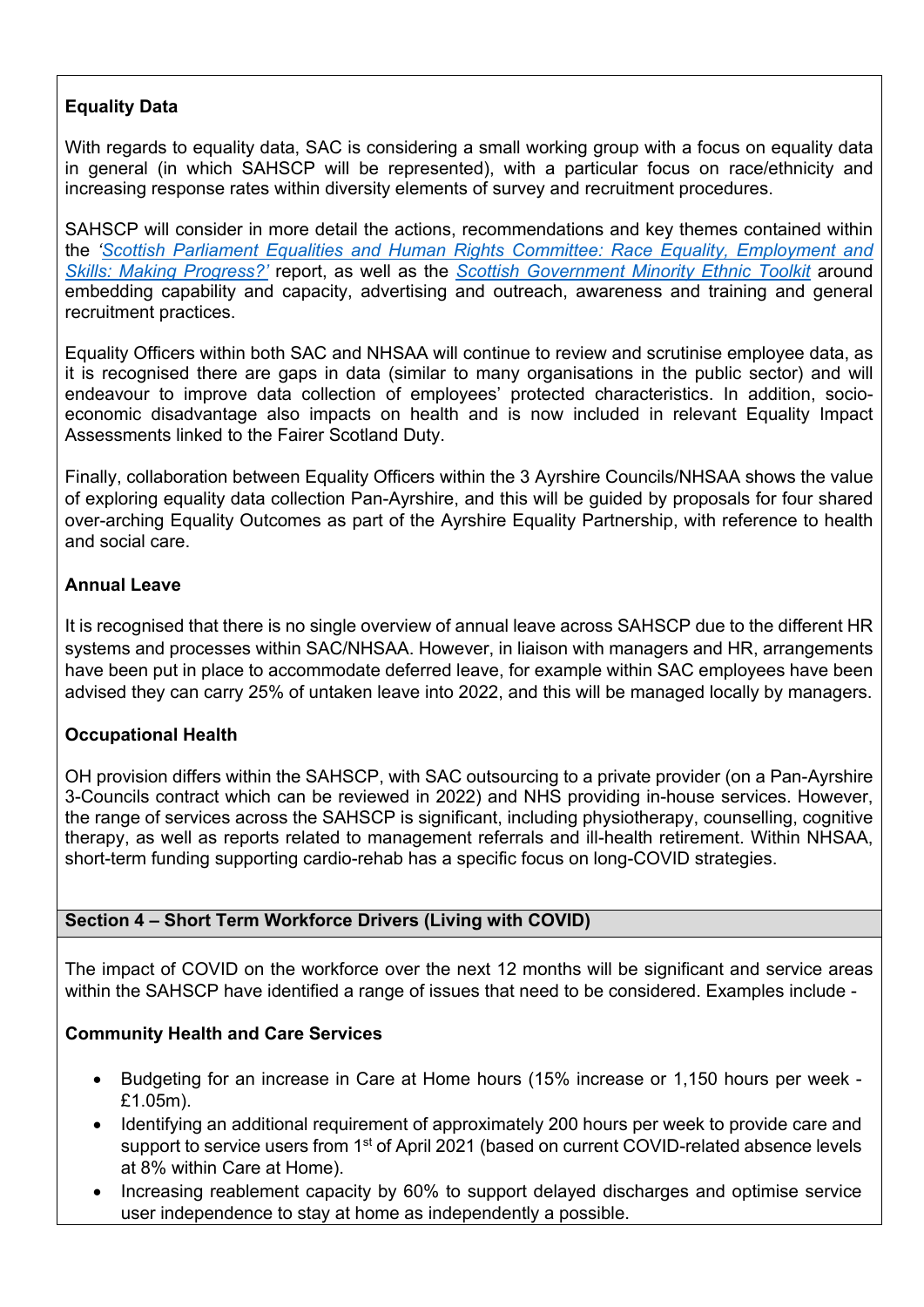**Equality Data**

With regards to equality data, SAC is considering a small working group with a focus on equality data in general (in which SAHSCP will be represented), with a particular focus on race/ethnicity and increasing response rates within diversity elements of survey and recruitment procedures.

SAHSCP will consider in more detail the actions, recommendations and key themes contained within the *'Scottish Parliament Equalities and Human Rights Committee: Race Equality, Employment and Skills: Making Progress?'* report, as well as the *Scottish Government Minority Ethnic Toolkit* around embedding capability and capacity, advertising and outreach, awareness and training and general recruitment practices.

Equality Officers within both SAC and NHSAA will continue to review and scrutinise employee data, as it is recognised there are gaps in data (similar to many organisations in the public sector) and will endeavour to improve data collection of employees' protected characteristics. In addition, socio-economic disadvantage also impacts on health and is now included in relevant Equality Impact Assessments linked to the Fairer Scotland Duty.

Finally, collaboration between Equality Officers within the 3 Ayrshire Councils/NHSAA shows the value of exploring equality data collection Pan-Ayrshire, and this will be guided by proposals for four shared over-arching Equality Outcomes as part of the Ayrshire Equality Partnership, with reference to health and social care.

**Annual Leave**

It is recognised that there is no single overview of annual leave across SAHSCP due to the different HR systems and processes within SAC/NHSAA. However, in liaison with managers and HR, arrangements have been put in place to accommodate deferred leave, for example within SAC employees have been advised they can carry 25% of untaken leave into 2022, and this will be managed locally by managers.

**Occupational Health**

OH provision differs within the SAHSCP, with SAC outsourcing to a private provider (on a Pan-Ayrshire 3-Councils contract which can be reviewed in 2022) and NHS providing in-house services. However, the range of services across the SAHSCP is significant, including physiotherapy, counselling, cognitive therapy, as well as reports related to management referrals and ill-health retirement. Within NHSAA, short-term funding supporting cardio-rehab has a specific focus on long-COVID strategies.

## Section 4 – Short Term Workforce Drivers (Living with COVID)

The impact of COVID on the workforce over the next 12 months will be significant and service areas within the SAHSCP have identified a range of issues that need to be considered. Examples include -

**Community Health and Care Services**

- Budgeting for an increase in Care at Home hours (15% increase or 1,150 hours per week - £1.05m).
- Identifying an additional requirement of approximately 200 hours per week to provide care and support to service users from 1st of April 2021 (based on current COVID-related absence levels at 8% within Care at Home).
- Increasing reablement capacity by 60% to support delayed discharges and optimise service user independence to stay at home as independently a possible.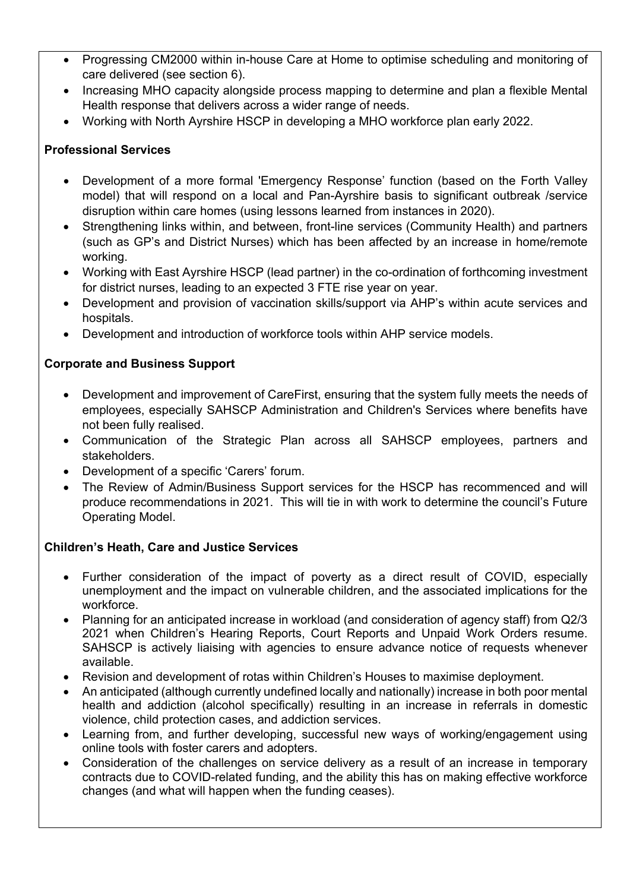- Progressing CM2000 within in-house Care at Home to optimise scheduling and monitoring of care delivered (see section 6).
- Increasing MHO capacity alongside process mapping to determine and plan a flexible Mental Health response that delivers across a wider range of needs.
- Working with North Ayrshire HSCP in developing a MHO workforce plan early 2022.

**Professional Services**

- Development of a more formal 'Emergency Response' function (based on the Forth Valley model) that will respond on a local and Pan-Ayrshire basis to significant outbreak /service disruption within care homes (using lessons learned from instances in 2020).
- Strengthening links within, and between, front-line services (Community Health) and partners (such as GP's and District Nurses) which has been affected by an increase in home/remote working.
- Working with East Ayrshire HSCP (lead partner) in the co-ordination of forthcoming investment for district nurses, leading to an expected 3 FTE rise year on year.
- Development and provision of vaccination skills/support via AHP's within acute services and hospitals.
- Development and introduction of workforce tools within AHP service models.

**Corporate and Business Support**

- Development and improvement of CareFirst, ensuring that the system fully meets the needs of employees, especially SAHSCP Administration and Children's Services where benefits have not been fully realised.
- Communication of the Strategic Plan across all SAHSCP employees, partners and stakeholders.
- Development of a specific 'Carers' forum.
- The Review of Admin/Business Support services for the HSCP has recommenced and will produce recommendations in 2021. This will tie in with work to determine the council's Future Operating Model.

**Children's Heath, Care and Justice Services**

- Further consideration of the impact of poverty as a direct result of COVID, especially unemployment and the impact on vulnerable children, and the associated implications for the workforce.
- Planning for an anticipated increase in workload (and consideration of agency staff) from Q2/3 2021 when Children's Hearing Reports, Court Reports and Unpaid Work Orders resume. SAHSCP is actively liaising with agencies to ensure advance notice of requests whenever available.
- Revision and development of rotas within Children's Houses to maximise deployment.
- An anticipated (although currently undefined locally and nationally) increase in both poor mental health and addiction (alcohol specifically) resulting in an increase in referrals in domestic violence, child protection cases, and addiction services.
- Learning from, and further developing, successful new ways of working/engagement using online tools with foster carers and adopters.
- Consideration of the challenges on service delivery as a result of an increase in temporary contracts due to COVID-related funding, and the ability this has on making effective workforce changes (and what will happen when the funding ceases).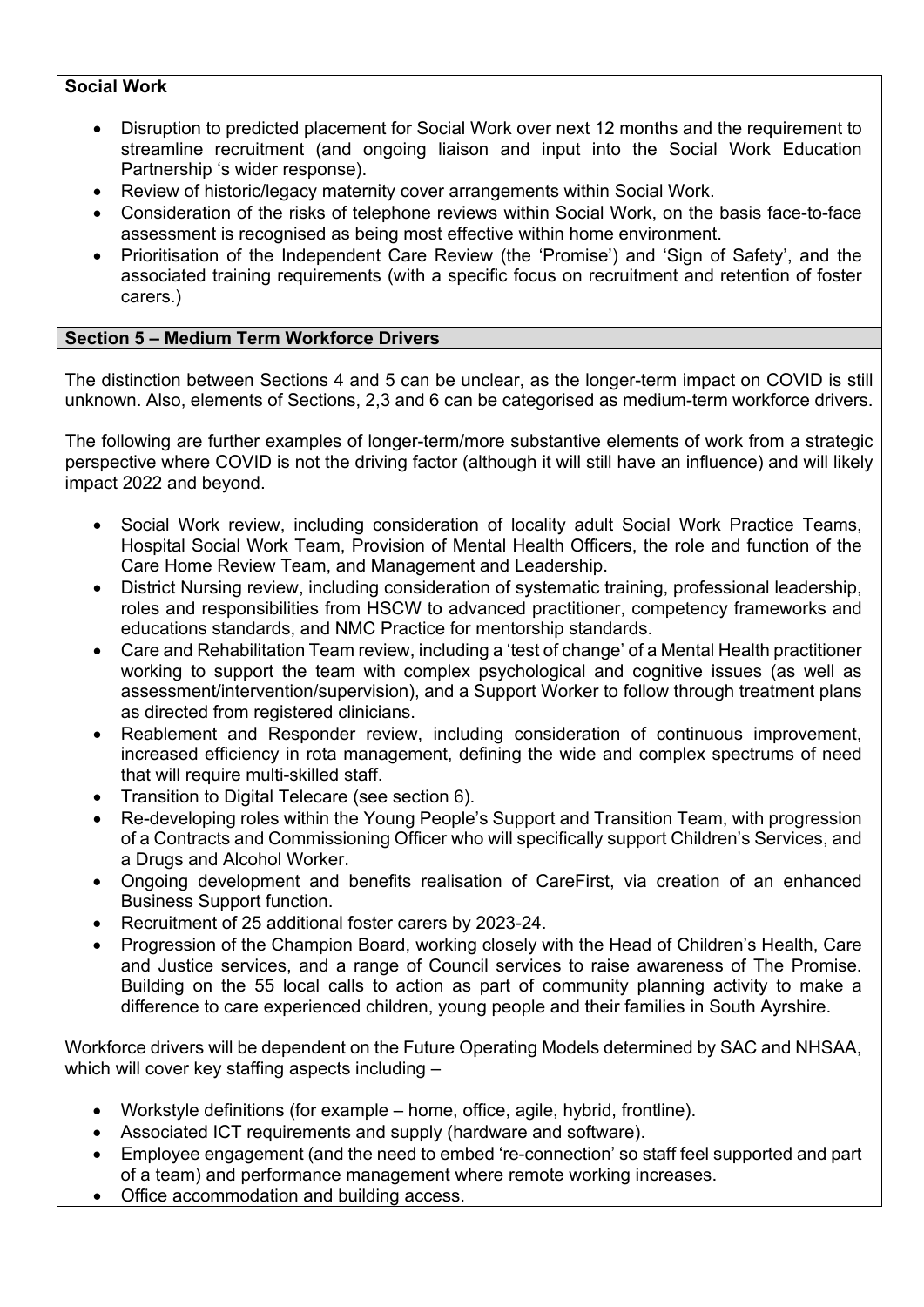**Social Work**

- Disruption to predicted placement for Social Work over next 12 months and the requirement to streamline recruitment (and ongoing liaison and input into the Social Work Education Partnership 's wider response).
- Review of historic/legacy maternity cover arrangements within Social Work.
- Consideration of the risks of telephone reviews within Social Work, on the basis face-to-face assessment is recognised as being most effective within home environment.
- Prioritisation of the Independent Care Review (the 'Promise') and 'Sign of Safety', and the associated training requirements (with a specific focus on recruitment and retention of foster carers.)

## Section 5 – Medium Term Workforce Drivers

The distinction between Sections 4 and 5 can be unclear, as the longer-term impact on COVID is still unknown. Also, elements of Sections, 2,3 and 6 can be categorised as medium-term workforce drivers.

The following are further examples of longer-term/more substantive elements of work from a strategic perspective where COVID is not the driving factor (although it will still have an influence) and will likely impact 2022 and beyond.

- Social Work review, including consideration of locality adult Social Work Practice Teams, Hospital Social Work Team, Provision of Mental Health Officers, the role and function of the Care Home Review Team, and Management and Leadership.
- District Nursing review, including consideration of systematic training, professional leadership, roles and responsibilities from HSCW to advanced practitioner, competency frameworks and educations standards, and NMC Practice for mentorship standards.
- Care and Rehabilitation Team review, including a 'test of change' of a Mental Health practitioner working to support the team with complex psychological and cognitive issues (as well as assessment/intervention/supervision), and a Support Worker to follow through treatment plans as directed from registered clinicians.
- Reablement and Responder review, including consideration of continuous improvement, increased efficiency in rota management, defining the wide and complex spectrums of need that will require multi-skilled staff.
- Transition to Digital Telecare (see section 6).
- Re-developing roles within the Young People's Support and Transition Team, with progression of a Contracts and Commissioning Officer who will specifically support Children's Services, and a Drugs and Alcohol Worker.
- Ongoing development and benefits realisation of CareFirst, via creation of an enhanced Business Support function.
- Recruitment of 25 additional foster carers by 2023-24.
- Progression of the Champion Board, working closely with the Head of Children's Health, Care and Justice services, and a range of Council services to raise awareness of The Promise. Building on the 55 local calls to action as part of community planning activity to make a difference to care experienced children, young people and their families in South Ayrshire.

Workforce drivers will be dependent on the Future Operating Models determined by SAC and NHSAA, which will cover key staffing aspects including –

- Workstyle definitions (for example – home, office, agile, hybrid, frontline).
- Associated ICT requirements and supply (hardware and software).
- Employee engagement (and the need to embed 're-connection' so staff feel supported and part of a team) and performance management where remote working increases.
- Office accommodation and building access.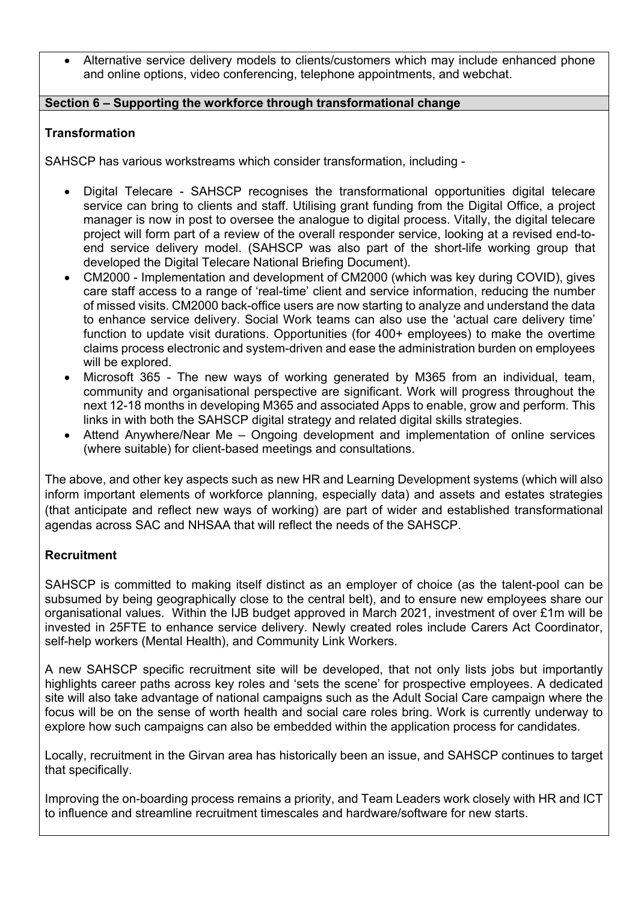- Alternative service delivery models to clients/customers which may include enhanced phone and online options, video conferencing, telephone appointments, and webchat.

## Section 6 – Supporting the workforce through transformational change

### Transformation

SAHSCP has various workstreams which consider transformation, including -

- Digital Telecare - SAHSCP recognises the transformational opportunities digital telecare service can bring to clients and staff. Utilising grant funding from the Digital Office, a project manager is now in post to oversee the analogue to digital process. Vitally, the digital telecare project will form part of a review of the overall responder service, looking at a revised end-to-end service delivery model. (SAHSCP was also part of the short-life working group that developed the Digital Telecare National Briefing Document).
- CM2000 - Implementation and development of CM2000 (which was key during COVID), gives care staff access to a range of 'real-time' client and service information, reducing the number of missed visits. CM2000 back-office users are now starting to analyze and understand the data to enhance service delivery. Social Work teams can also use the 'actual care delivery time' function to update visit durations. Opportunities (for 400+ employees) to make the overtime claims process electronic and system-driven and ease the administration burden on employees will be explored.
- Microsoft 365 - The new ways of working generated by M365 from an individual, team, community and organisational perspective are significant. Work will progress throughout the next 12-18 months in developing M365 and associated Apps to enable, grow and perform. This links in with both the SAHSCP digital strategy and related digital skills strategies.
- Attend Anywhere/Near Me – Ongoing development and implementation of online services (where suitable) for client-based meetings and consultations.

The above, and other key aspects such as new HR and Learning Development systems (which will also inform important elements of workforce planning, especially data) and assets and estates strategies (that anticipate and reflect new ways of working) are part of wider and established transformational agendas across SAC and NHSAA that will reflect the needs of the SAHSCP.

### Recruitment

SAHSCP is committed to making itself distinct as an employer of choice (as the talent-pool can be subsumed by being geographically close to the central belt), and to ensure new employees share our organisational values. Within the IJB budget approved in March 2021, investment of over £1m will be invested in 25FTE to enhance service delivery. Newly created roles include Carers Act Coordinator, self-help workers (Mental Health), and Community Link Workers.

A new SAHSCP specific recruitment site will be developed, that not only lists jobs but importantly highlights career paths across key roles and 'sets the scene' for prospective employees. A dedicated site will also take advantage of national campaigns such as the Adult Social Care campaign where the focus will be on the sense of worth health and social care roles bring. Work is currently underway to explore how such campaigns can also be embedded within the application process for candidates.

Locally, recruitment in the Girvan area has historically been an issue, and SAHSCP continues to target that specifically.

Improving the on-boarding process remains a priority, and Team Leaders work closely with HR and ICT to influence and streamline recruitment timescales and hardware/software for new starts.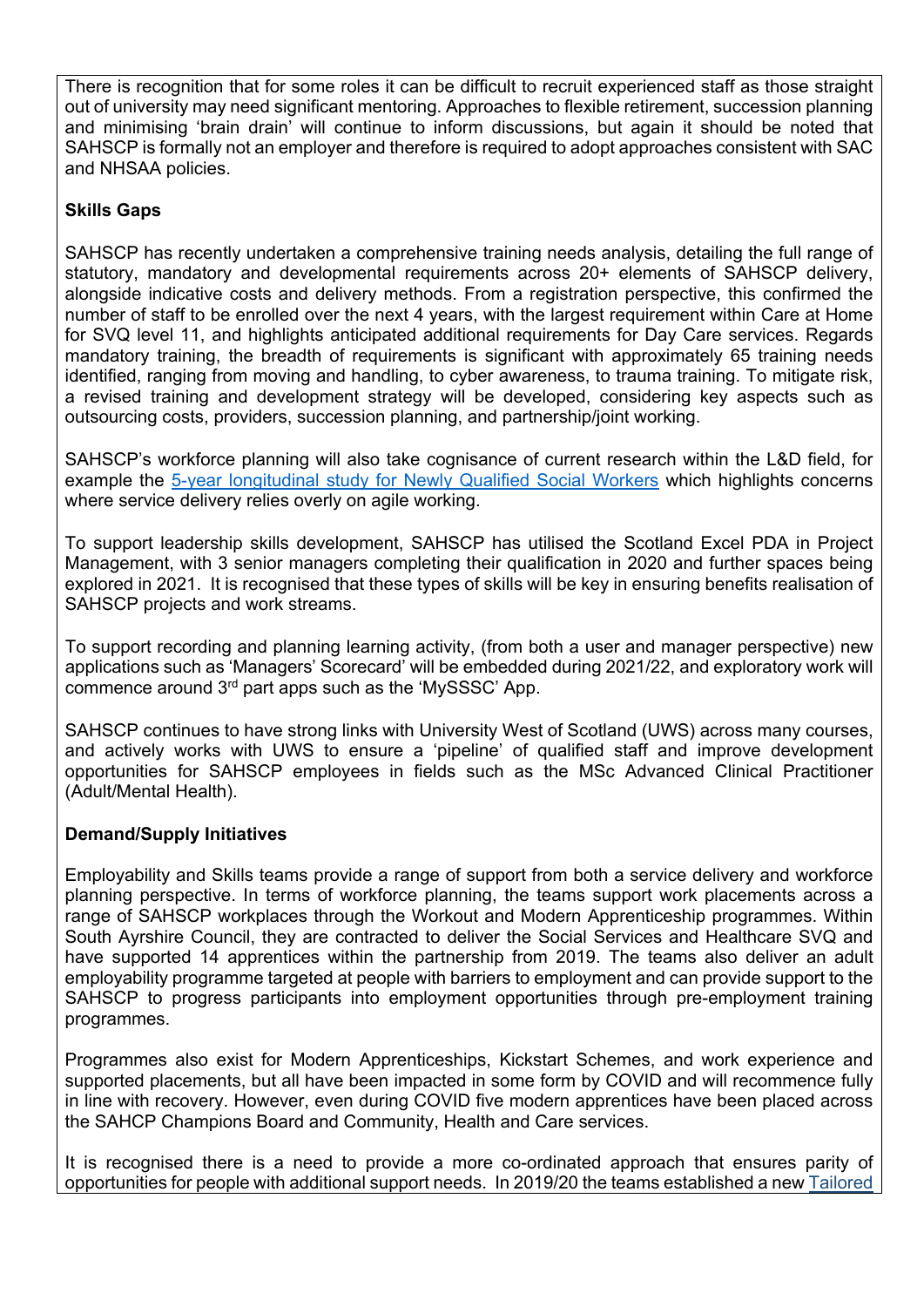There is recognition that for some roles it can be difficult to recruit experienced staff as those straight out of university may need significant mentoring. Approaches to flexible retirement, succession planning and minimising 'brain drain' will continue to inform discussions, but again it should be noted that SAHSCP is formally not an employer and therefore is required to adopt approaches consistent with SAC and NHSAA policies.

**Skills Gaps**

SAHSCP has recently undertaken a comprehensive training needs analysis, detailing the full range of statutory, mandatory and developmental requirements across 20+ elements of SAHSCP delivery, alongside indicative costs and delivery methods. From a registration perspective, this confirmed the number of staff to be enrolled over the next 4 years, with the largest requirement within Care at Home for SVQ level 11, and highlights anticipated additional requirements for Day Care services. Regards mandatory training, the breadth of requirements is significant with approximately 65 training needs identified, ranging from moving and handling, to cyber awareness, to trauma training. To mitigate risk, a revised training and development strategy will be developed, considering key aspects such as outsourcing costs, providers, succession planning, and partnership/joint working.

SAHSCP's workforce planning will also take cognisance of current research within the L&D field, for example the [5-year longitudinal study for Newly Qualified Social Workers] which highlights concerns where service delivery relies overly on agile working.

To support leadership skills development, SAHSCP has utilised the Scotland Excel PDA in Project Management, with 3 senior managers completing their qualification in 2020 and further spaces being explored in 2021. It is recognised that these types of skills will be key in ensuring benefits realisation of SAHSCP projects and work streams.

To support recording and planning learning activity, (from both a user and manager perspective) new applications such as 'Managers' Scorecard' will be embedded during 2021/22, and exploratory work will commence around 3rd part apps such as the 'MySSSC' App.

SAHSCP continues to have strong links with University West of Scotland (UWS) across many courses, and actively works with UWS to ensure a 'pipeline' of qualified staff and improve development opportunities for SAHSCP employees in fields such as the MSc Advanced Clinical Practitioner (Adult/Mental Health).

**Demand/Supply Initiatives**

Employability and Skills teams provide a range of support from both a service delivery and workforce planning perspective. In terms of workforce planning, the teams support work placements across a range of SAHSCP workplaces through the Workout and Modern Apprenticeship programmes. Within South Ayrshire Council, they are contracted to deliver the Social Services and Healthcare SVQ and have supported 14 apprentices within the partnership from 2019. The teams also deliver an adult employability programme targeted at people with barriers to employment and can provide support to the SAHSCP to progress participants into employment opportunities through pre-employment training programmes.

Programmes also exist for Modern Apprenticeships, Kickstart Schemes, and work experience and supported placements, but all have been impacted in some form by COVID and will recommence fully in line with recovery. However, even during COVID five modern apprentices have been placed across the SAHCP Champions Board and Community, Health and Care services.

It is recognised there is a need to provide a more co-ordinated approach that ensures parity of opportunities for people with additional support needs. In 2019/20 the teams established a new Tailored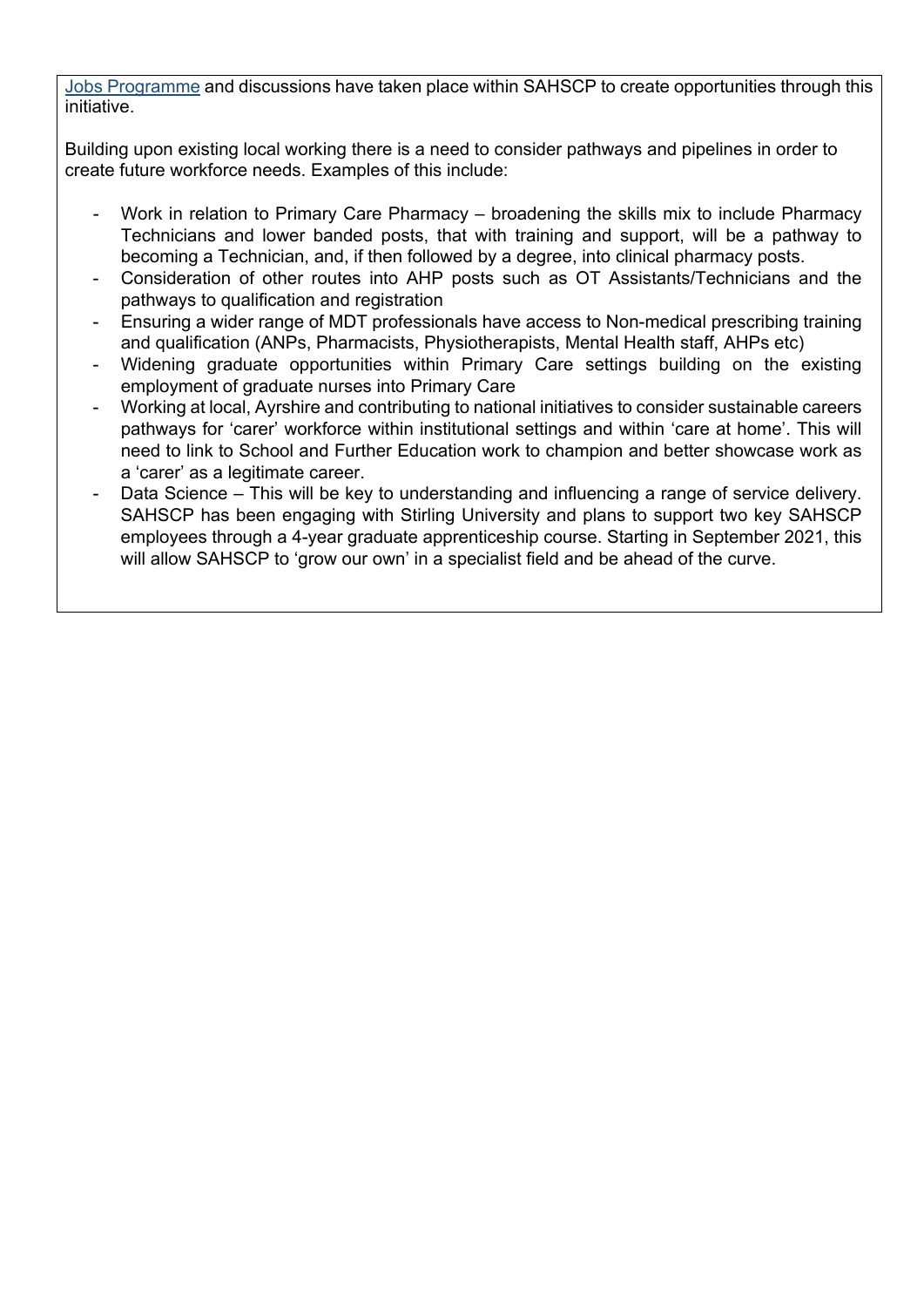Jobs Programme and discussions have taken place within SAHSCP to create opportunities through this initiative.

Building upon existing local working there is a need to consider pathways and pipelines in order to create future workforce needs. Examples of this include:

- Work in relation to Primary Care Pharmacy – broadening the skills mix to include Pharmacy Technicians and lower banded posts, that with training and support, will be a pathway to becoming a Technician, and, if then followed by a degree, into clinical pharmacy posts.
- Consideration of other routes into AHP posts such as OT Assistants/Technicians and the pathways to qualification and registration
- Ensuring a wider range of MDT professionals have access to Non-medical prescribing training and qualification (ANPs, Pharmacists, Physiotherapists, Mental Health staff, AHPs etc)
- Widening graduate opportunities within Primary Care settings building on the existing employment of graduate nurses into Primary Care
- Working at local, Ayrshire and contributing to national initiatives to consider sustainable careers pathways for 'carer' workforce within institutional settings and within 'care at home'. This will need to link to School and Further Education work to champion and better showcase work as a 'carer' as a legitimate career.
- Data Science – This will be key to understanding and influencing a range of service delivery. SAHSCP has been engaging with Stirling University and plans to support two key SAHSCP employees through a 4-year graduate apprenticeship course. Starting in September 2021, this will allow SAHSCP to 'grow our own' in a specialist field and be ahead of the curve.